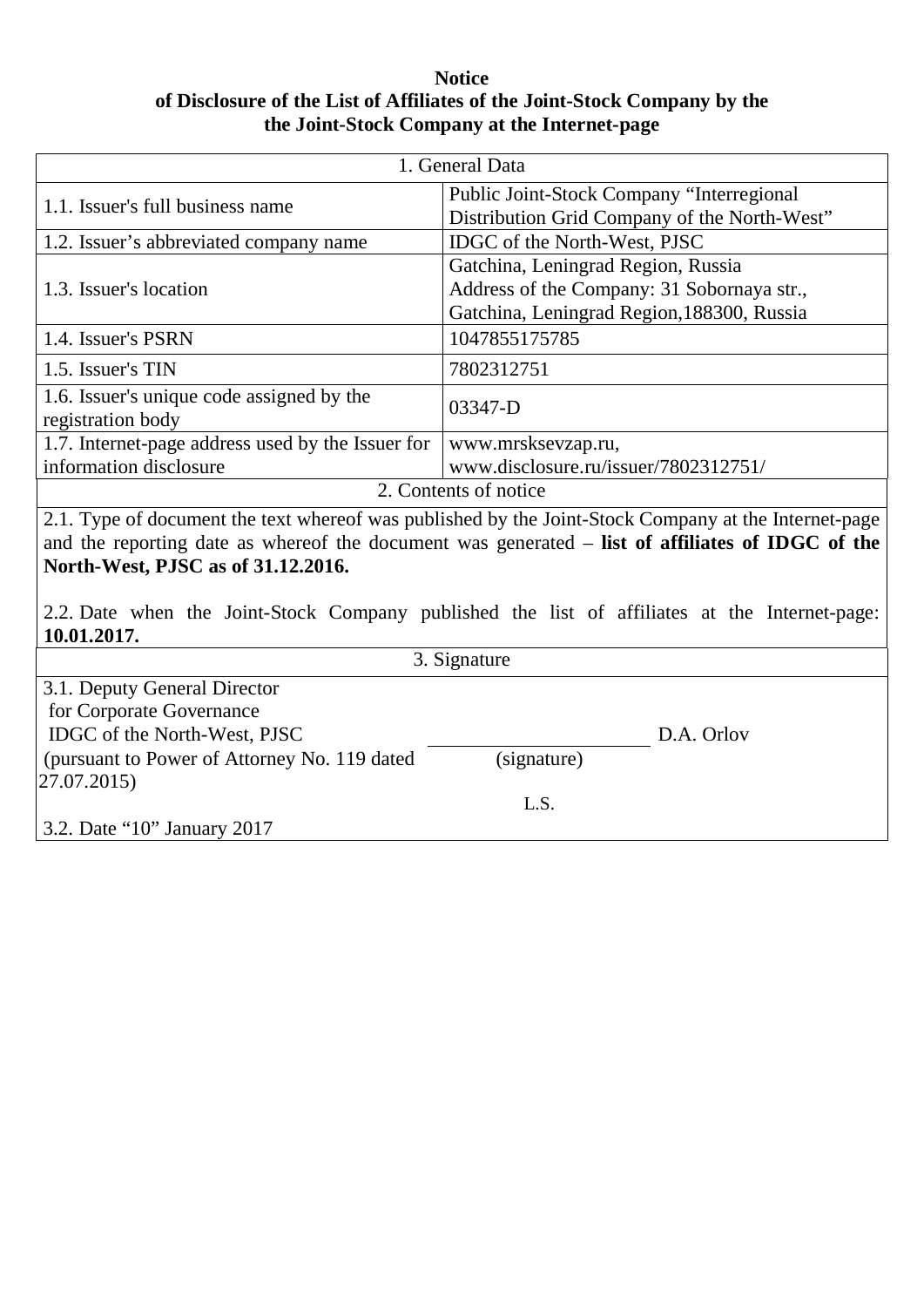**Notice**
**of Disclosure of the List of Affiliates of the Joint-Stock Company by the the Joint-Stock Company at the Internet-page**

| 1. General Data | |
|---|---|
| 1.1. Issuer's full business name | Public Joint-Stock Company "Interregional Distribution Grid Company of the North-West" |
| 1.2. Issuer's abbreviated company name | IDGC of the North-West, PJSC |
| 1.3. Issuer's location | Gatchina, Leningrad Region, Russia<br>Address of the Company: 31 Sobornaya str., Gatchina, Leningrad Region,188300, Russia |
| 1.4. Issuer's PSRN | 1047855175785 |
| 1.5. Issuer's TIN | 7802312751 |
| 1.6. Issuer's unique code assigned by the registration body | 03347-D |
| 1.7. Internet-page address used by the Issuer for information disclosure | www.mrsksevzap.ru,<br>www.disclosure.ru/issuer/7802312751/ |

**2. Contents of notice**

2.1. Type of document the text whereof was published by the Joint-Stock Company at the Internet-page and the reporting date as whereof the document was generated – **list of affiliates of IDGC of the North-West, PJSC as of 31.12.2016.**

2.2. Date when the Joint-Stock Company published the list of affiliates at the Internet-page: **10.01.2017.**

**3. Signature**

3.1. Deputy General Director
for Corporate Governance
IDGC of the North-West, PJSC
(pursuant to Power of Attorney No. 119 dated 27.07.2015)

\_\_\_\_\_\_\_\_\_\_\_\_\_\_\_\_\_\_\_\_ D.A. Orlov
(signature)

L.S.

3.2. Date "10" January 2017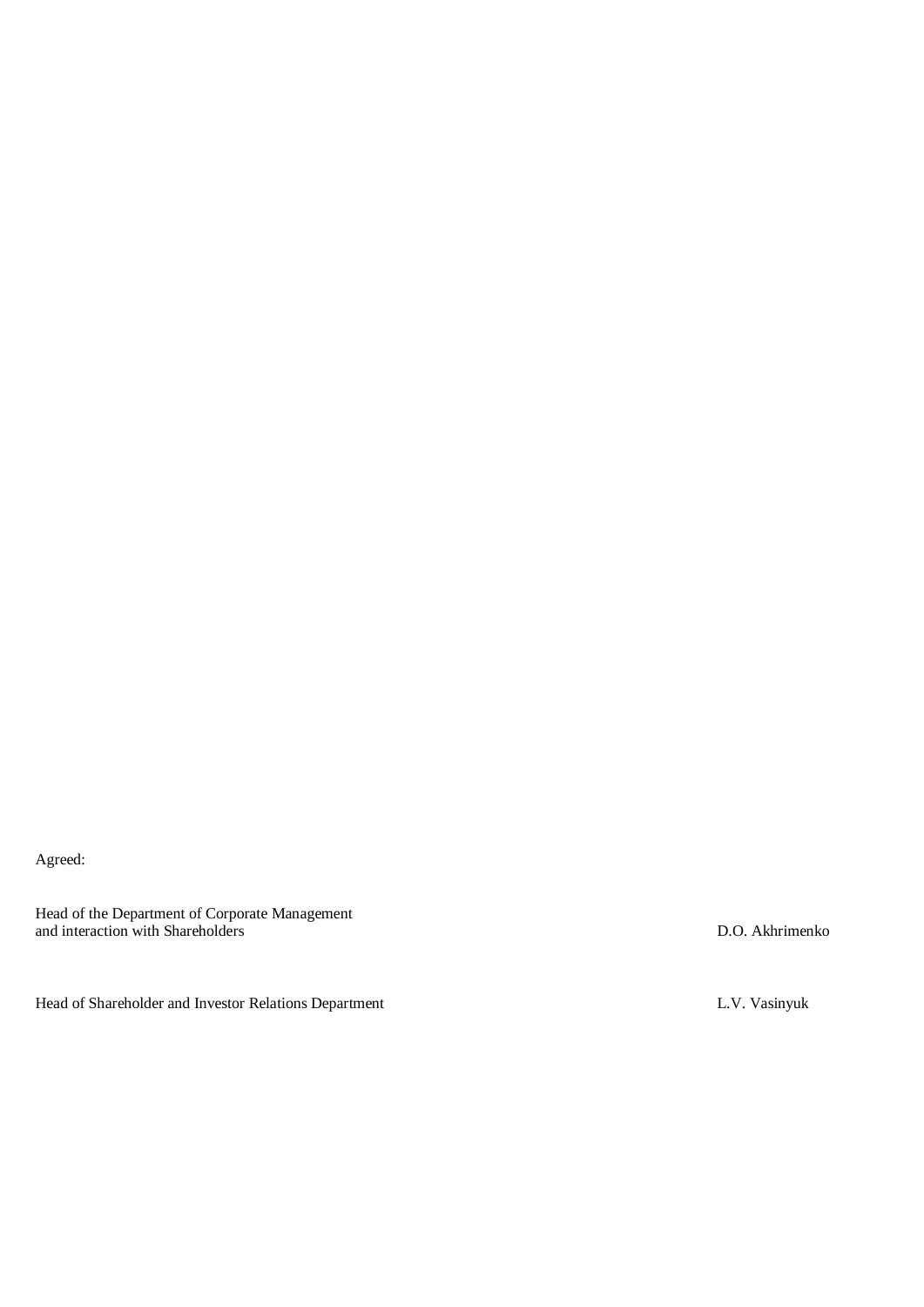Agreed:

Head of the Department of Corporate Management
and interaction with Shareholders D.O. Akhrimenko

Head of Shareholder and Investor Relations Department L.V. Vasinyuk